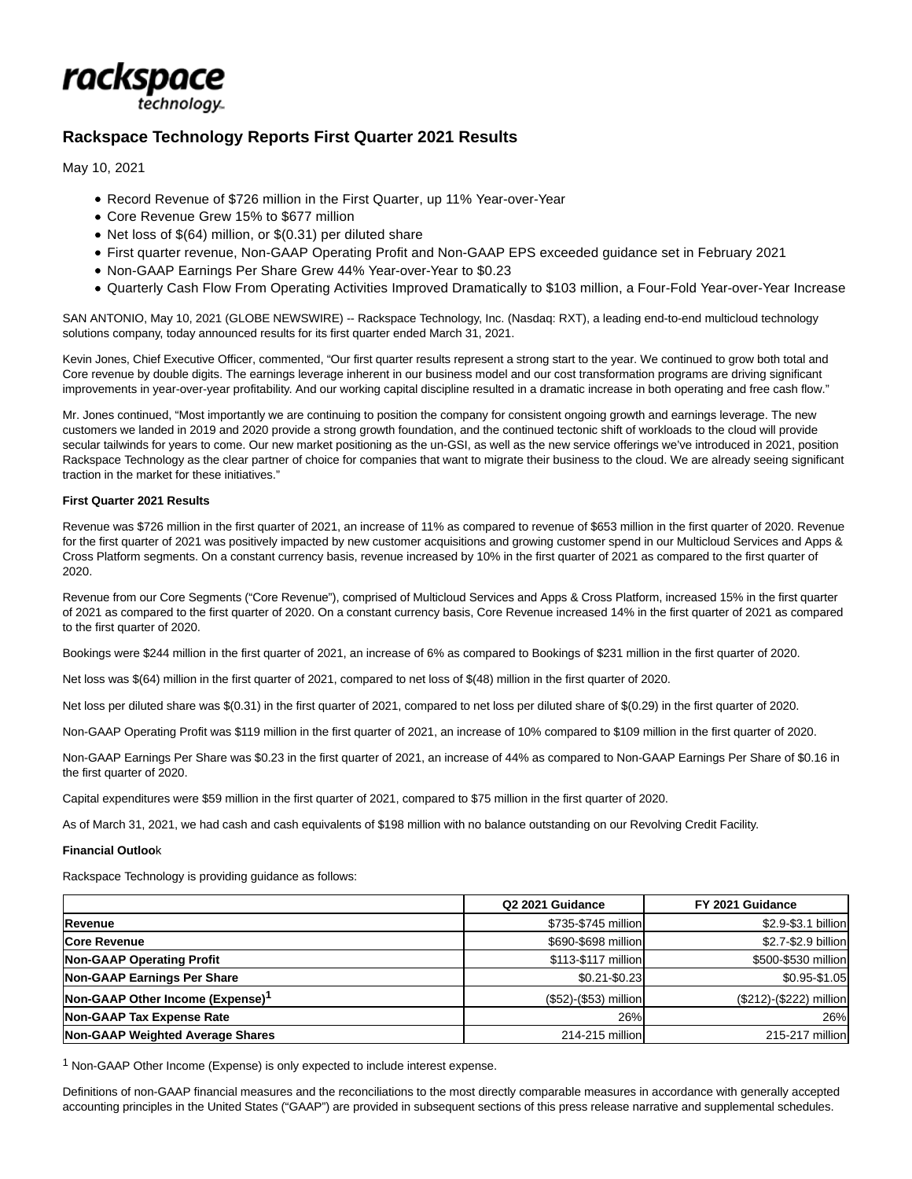rackspace technology

# Rackspace Technology Reports First Quarter 2021 Results

May 10, 2021

- Record Revenue of $726 million in the First Quarter, up 11% Year-over-Year
- Core Revenue Grew 15% to $677 million
- Net loss of $(64) million, or $(0.31) per diluted share
- First quarter revenue, Non-GAAP Operating Profit and Non-GAAP EPS exceeded guidance set in February 2021
- Non-GAAP Earnings Per Share Grew 44% Year-over-Year to $0.23
- Quarterly Cash Flow From Operating Activities Improved Dramatically to $103 million, a Four-Fold Year-over-Year Increase

SAN ANTONIO, May 10, 2021 (GLOBE NEWSWIRE) -- Rackspace Technology, Inc. (Nasdaq: RXT), a leading end-to-end multicloud technology solutions company, today announced results for its first quarter ended March 31, 2021.

Kevin Jones, Chief Executive Officer, commented, "Our first quarter results represent a strong start to the year. We continued to grow both total and Core revenue by double digits. The earnings leverage inherent in our business model and our cost transformation programs are driving significant improvements in year-over-year profitability. And our working capital discipline resulted in a dramatic increase in both operating and free cash flow."

Mr. Jones continued, "Most importantly we are continuing to position the company for consistent ongoing growth and earnings leverage. The new customers we landed in 2019 and 2020 provide a strong growth foundation, and the continued tectonic shift of workloads to the cloud will provide secular tailwinds for years to come. Our new market positioning as the un-GSI, as well as the new service offerings we've introduced in 2021, position Rackspace Technology as the clear partner of choice for companies that want to migrate their business to the cloud. We are already seeing significant traction in the market for these initiatives."

**First Quarter 2021 Results**

Revenue was $726 million in the first quarter of 2021, an increase of 11% as compared to revenue of $653 million in the first quarter of 2020. Revenue for the first quarter of 2021 was positively impacted by new customer acquisitions and growing customer spend in our Multicloud Services and Apps & Cross Platform segments. On a constant currency basis, revenue increased by 10% in the first quarter of 2021 as compared to the first quarter of 2020.

Revenue from our Core Segments ("Core Revenue"), comprised of Multicloud Services and Apps & Cross Platform, increased 15% in the first quarter of 2021 as compared to the first quarter of 2020. On a constant currency basis, Core Revenue increased 14% in the first quarter of 2021 as compared to the first quarter of 2020.

Bookings were $244 million in the first quarter of 2021, an increase of 6% as compared to Bookings of $231 million in the first quarter of 2020.

Net loss was $(64) million in the first quarter of 2021, compared to net loss of $(48) million in the first quarter of 2020.

Net loss per diluted share was $(0.31) in the first quarter of 2021, compared to net loss per diluted share of $(0.29) in the first quarter of 2020.

Non-GAAP Operating Profit was $119 million in the first quarter of 2021, an increase of 10% compared to $109 million in the first quarter of 2020.

Non-GAAP Earnings Per Share was $0.23 in the first quarter of 2021, an increase of 44% as compared to Non-GAAP Earnings Per Share of $0.16 in the first quarter of 2020.

Capital expenditures were $59 million in the first quarter of 2021, compared to $75 million in the first quarter of 2020.

As of March 31, 2021, we had cash and cash equivalents of $198 million with no balance outstanding on our Revolving Credit Facility.

**Financial Outlook**

Rackspace Technology is providing guidance as follows:

| | Q2 2021 Guidance | FY 2021 Guidance |
|---|---|---|
| **Revenue** | $735-$745 million | $2.9-$3.1 billion |
| **Core Revenue** | $690-$698 million | $2.7-$2.9 billion |
| **Non-GAAP Operating Profit** | $113-$117 million | $500-$530 million |
| **Non-GAAP Earnings Per Share** | $0.21-$0.23 | $0.95-$1.05 |
| **Non-GAAP Other Income (Expense)[1]** | ($52)-($53) million | ($212)-($222) million |
| **Non-GAAP Tax Expense Rate** | 26% | 26% |
| **Non-GAAP Weighted Average Shares** | 214-215 million | 215-217 million |

[1] Non-GAAP Other Income (Expense) is only expected to include interest expense.

Definitions of non-GAAP financial measures and the reconciliations to the most directly comparable measures in accordance with generally accepted accounting principles in the United States ("GAAP") are provided in subsequent sections of this press release narrative and supplemental schedules.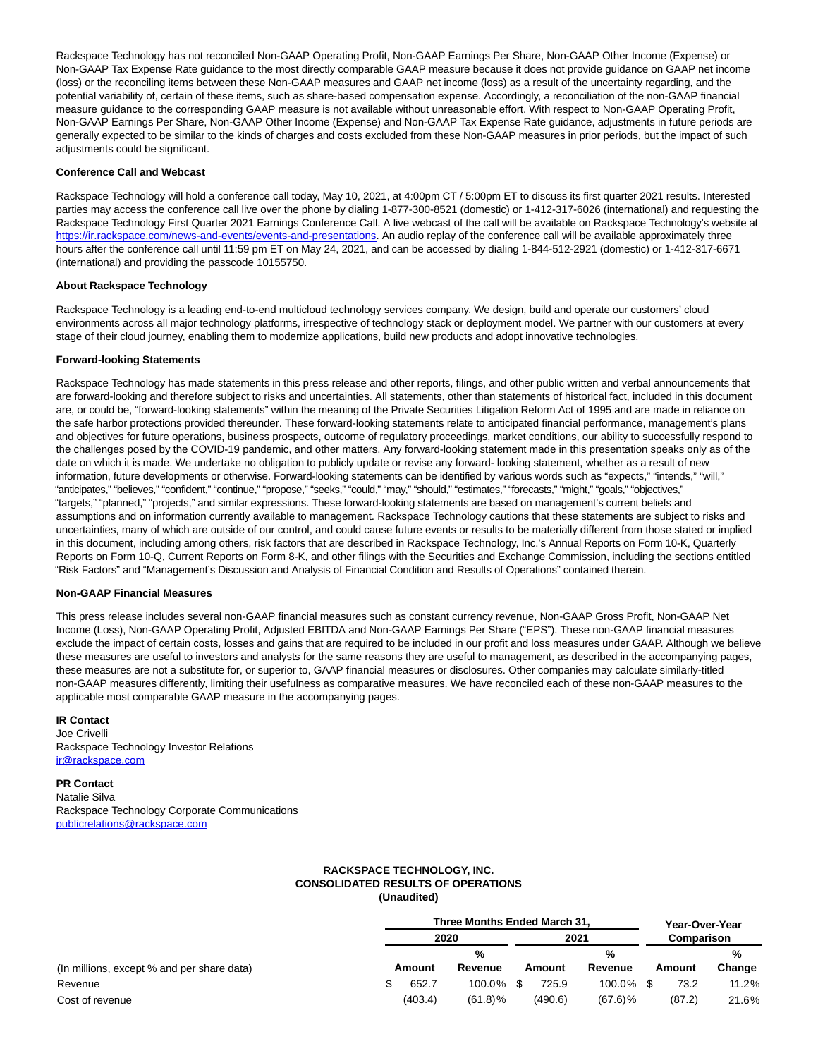Rackspace Technology has not reconciled Non-GAAP Operating Profit, Non-GAAP Earnings Per Share, Non-GAAP Other Income (Expense) or Non-GAAP Tax Expense Rate guidance to the most directly comparable GAAP measure because it does not provide guidance on GAAP net income (loss) or the reconciling items between these Non-GAAP measures and GAAP net income (loss) as a result of the uncertainty regarding, and the potential variability of, certain of these items, such as share-based compensation expense. Accordingly, a reconciliation of the non-GAAP financial measure guidance to the corresponding GAAP measure is not available without unreasonable effort. With respect to Non-GAAP Operating Profit, Non-GAAP Earnings Per Share, Non-GAAP Other Income (Expense) and Non-GAAP Tax Expense Rate guidance, adjustments in future periods are generally expected to be similar to the kinds of charges and costs excluded from these Non-GAAP measures in prior periods, but the impact of such adjustments could be significant.

**Conference Call and Webcast**

Rackspace Technology will hold a conference call today, May 10, 2021, at 4:00pm CT / 5:00pm ET to discuss its first quarter 2021 results. Interested parties may access the conference call live over the phone by dialing 1-877-300-8521 (domestic) or 1-412-317-6026 (international) and requesting the Rackspace Technology First Quarter 2021 Earnings Conference Call. A live webcast of the call will be available on Rackspace Technology's website at https://ir.rackspace.com/news-and-events/events-and-presentations. An audio replay of the conference call will be available approximately three hours after the conference call until 11:59 pm ET on May 24, 2021, and can be accessed by dialing 1-844-512-2921 (domestic) or 1-412-317-6671 (international) and providing the passcode 10155750.

**About Rackspace Technology**

Rackspace Technology is a leading end-to-end multicloud technology services company. We design, build and operate our customers' cloud environments across all major technology platforms, irrespective of technology stack or deployment model. We partner with our customers at every stage of their cloud journey, enabling them to modernize applications, build new products and adopt innovative technologies.

**Forward-looking Statements**

Rackspace Technology has made statements in this press release and other reports, filings, and other public written and verbal announcements that are forward-looking and therefore subject to risks and uncertainties. All statements, other than statements of historical fact, included in this document are, or could be, "forward-looking statements" within the meaning of the Private Securities Litigation Reform Act of 1995 and are made in reliance on the safe harbor protections provided thereunder. These forward-looking statements relate to anticipated financial performance, management's plans and objectives for future operations, business prospects, outcome of regulatory proceedings, market conditions, our ability to successfully respond to the challenges posed by the COVID-19 pandemic, and other matters. Any forward-looking statement made in this presentation speaks only as of the date on which it is made. We undertake no obligation to publicly update or revise any forward- looking statement, whether as a result of new information, future developments or otherwise. Forward-looking statements can be identified by various words such as "expects," "intends," "will," "anticipates," "believes," "confident," "continue," "propose," "seeks," "could," "may," "should," "estimates," "forecasts," "might," "goals," "objectives," "targets," "planned," "projects," and similar expressions. These forward-looking statements are based on management's current beliefs and assumptions and on information currently available to management. Rackspace Technology cautions that these statements are subject to risks and uncertainties, many of which are outside of our control, and could cause future events or results to be materially different from those stated or implied in this document, including among others, risk factors that are described in Rackspace Technology, Inc.'s Annual Reports on Form 10-K, Quarterly Reports on Form 10-Q, Current Reports on Form 8-K, and other filings with the Securities and Exchange Commission, including the sections entitled "Risk Factors" and "Management's Discussion and Analysis of Financial Condition and Results of Operations" contained therein.

**Non-GAAP Financial Measures**

This press release includes several non-GAAP financial measures such as constant currency revenue, Non-GAAP Gross Profit, Non-GAAP Net Income (Loss), Non-GAAP Operating Profit, Adjusted EBITDA and Non-GAAP Earnings Per Share ("EPS"). These non-GAAP financial measures exclude the impact of certain costs, losses and gains that are required to be included in our profit and loss measures under GAAP. Although we believe these measures are useful to investors and analysts for the same reasons they are useful to management, as described in the accompanying pages, these measures are not a substitute for, or superior to, GAAP financial measures or disclosures. Other companies may calculate similarly-titled non-GAAP measures differently, limiting their usefulness as comparative measures. We have reconciled each of these non-GAAP measures to the applicable most comparable GAAP measure in the accompanying pages.

**IR Contact**
Joe Crivelli
Rackspace Technology Investor Relations
ir@rackspace.com

**PR Contact**
Natalie Silva
Rackspace Technology Corporate Communications
publicrelations@rackspace.com

**RACKSPACE TECHNOLOGY, INC.**
**CONSOLIDATED RESULTS OF OPERATIONS**
**(Unaudited)**

| | Three Months Ended March 31, | | | | Year-Over-Year Comparison | |
|---|---|---|---|---|---|---|
| | 2020 | | 2021 | | | |
| (In millions, except % and per share data) | Amount | % Revenue | Amount | % Revenue | Amount | % Change |
| Revenue | $ 652.7 | 100.0% | $ 725.9 | 100.0% | $ 73.2 | 11.2% |
| Cost of revenue | (403.4) | (61.8)% | (490.6) | (67.6)% | (87.2) | 21.6% |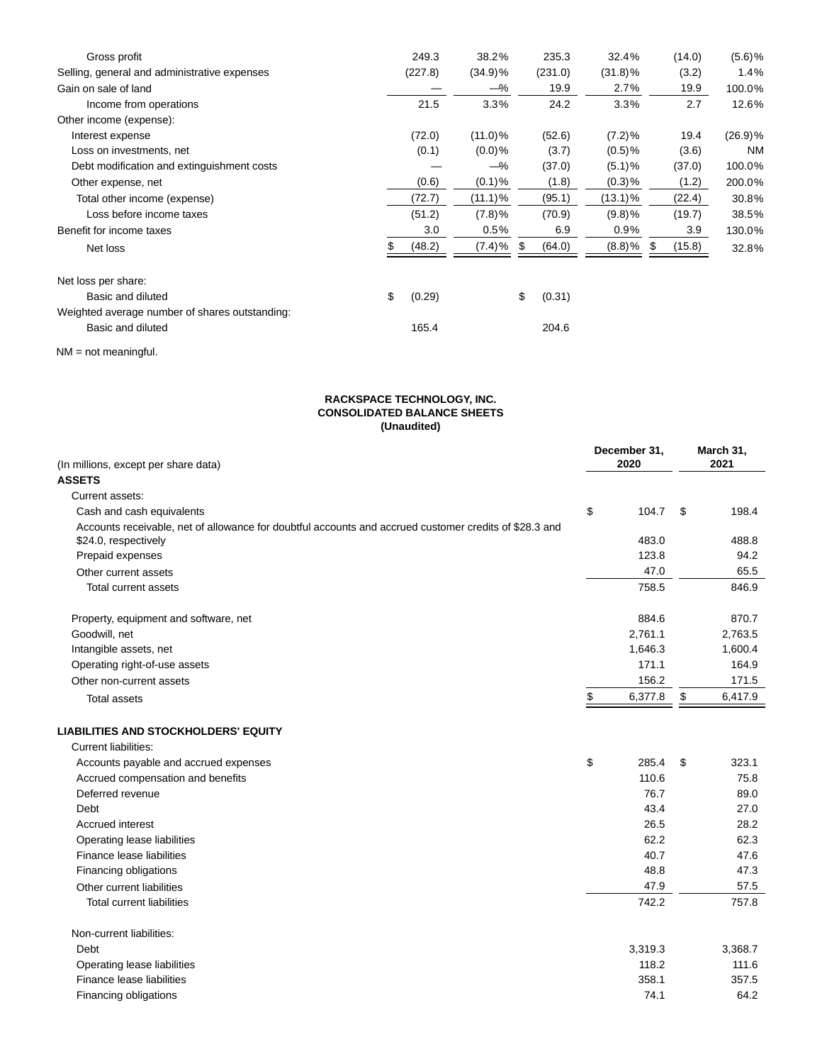| | | | | | | |
|---|---|---|---|---|---|---|
| Gross profit | 249.3 | 38.2% | 235.3 | 32.4% | (14.0) | (5.6)% |
| Selling, general and administrative expenses | (227.8) | (34.9)% | (231.0) | (31.8)% | (3.2) | 1.4% |
| Gain on sale of land | — | —% | 19.9 | 2.7% | 19.9 | 100.0% |
| Income from operations | 21.5 | 3.3% | 24.2 | 3.3% | 2.7 | 12.6% |
| Other income (expense): | | | | | | |
| Interest expense | (72.0) | (11.0)% | (52.6) | (7.2)% | 19.4 | (26.9)% |
| Loss on investments, net | (0.1) | (0.0)% | (3.7) | (0.5)% | (3.6) | NM |
| Debt modification and extinguishment costs | — | —% | (37.0) | (5.1)% | (37.0) | 100.0% |
| Other expense, net | (0.6) | (0.1)% | (1.8) | (0.3)% | (1.2) | 200.0% |
| Total other income (expense) | (72.7) | (11.1)% | (95.1) | (13.1)% | (22.4) | 30.8% |
| Loss before income taxes | (51.2) | (7.8)% | (70.9) | (9.8)% | (19.7) | 38.5% |
| Benefit for income taxes | 3.0 | 0.5% | 6.9 | 0.9% | 3.9 | 130.0% |
| Net loss | $ (48.2) | (7.4)% | $ (64.0) | (8.8)% | $ (15.8) | 32.8% |
| | | | | | | |
| Net loss per share: | | | | | | |
| Basic and diluted | $ (0.29) | | $ (0.31) | | | |
| Weighted average number of shares outstanding: | | | | | | |
| Basic and diluted | 165.4 | | 204.6 | | | |

NM = not meaningful.

**RACKSPACE TECHNOLOGY, INC.**
**CONSOLIDATED BALANCE SHEETS**
**(Unaudited)**

| (In millions, except per share data) | December 31, 2020 | March 31, 2021 |
|---|---|---|
| **ASSETS** | | |
| Current assets: | | |
| Cash and cash equivalents | $ 104.7 | $ 198.4 |
| Accounts receivable, net of allowance for doubtful accounts and accrued customer credits of $28.3 and $24.0, respectively | 483.0 | 488.8 |
| Prepaid expenses | 123.8 | 94.2 |
| Other current assets | 47.0 | 65.5 |
| Total current assets | 758.5 | 846.9 |
| | | |
| Property, equipment and software, net | 884.6 | 870.7 |
| Goodwill, net | 2,761.1 | 2,763.5 |
| Intangible assets, net | 1,646.3 | 1,600.4 |
| Operating right-of-use assets | 171.1 | 164.9 |
| Other non-current assets | 156.2 | 171.5 |
| Total assets | $ 6,377.8 | $ 6,417.9 |
| | | |
| **LIABILITIES AND STOCKHOLDERS' EQUITY** | | |
| Current liabilities: | | |
| Accounts payable and accrued expenses | $ 285.4 | $ 323.1 |
| Accrued compensation and benefits | 110.6 | 75.8 |
| Deferred revenue | 76.7 | 89.0 |
| Debt | 43.4 | 27.0 |
| Accrued interest | 26.5 | 28.2 |
| Operating lease liabilities | 62.2 | 62.3 |
| Finance lease liabilities | 40.7 | 47.6 |
| Financing obligations | 48.8 | 47.3 |
| Other current liabilities | 47.9 | 57.5 |
| Total current liabilities | 742.2 | 757.8 |
| | | |
| Non-current liabilities: | | |
| Debt | 3,319.3 | 3,368.7 |
| Operating lease liabilities | 118.2 | 111.6 |
| Finance lease liabilities | 358.1 | 357.5 |
| Financing obligations | 74.1 | 64.2 |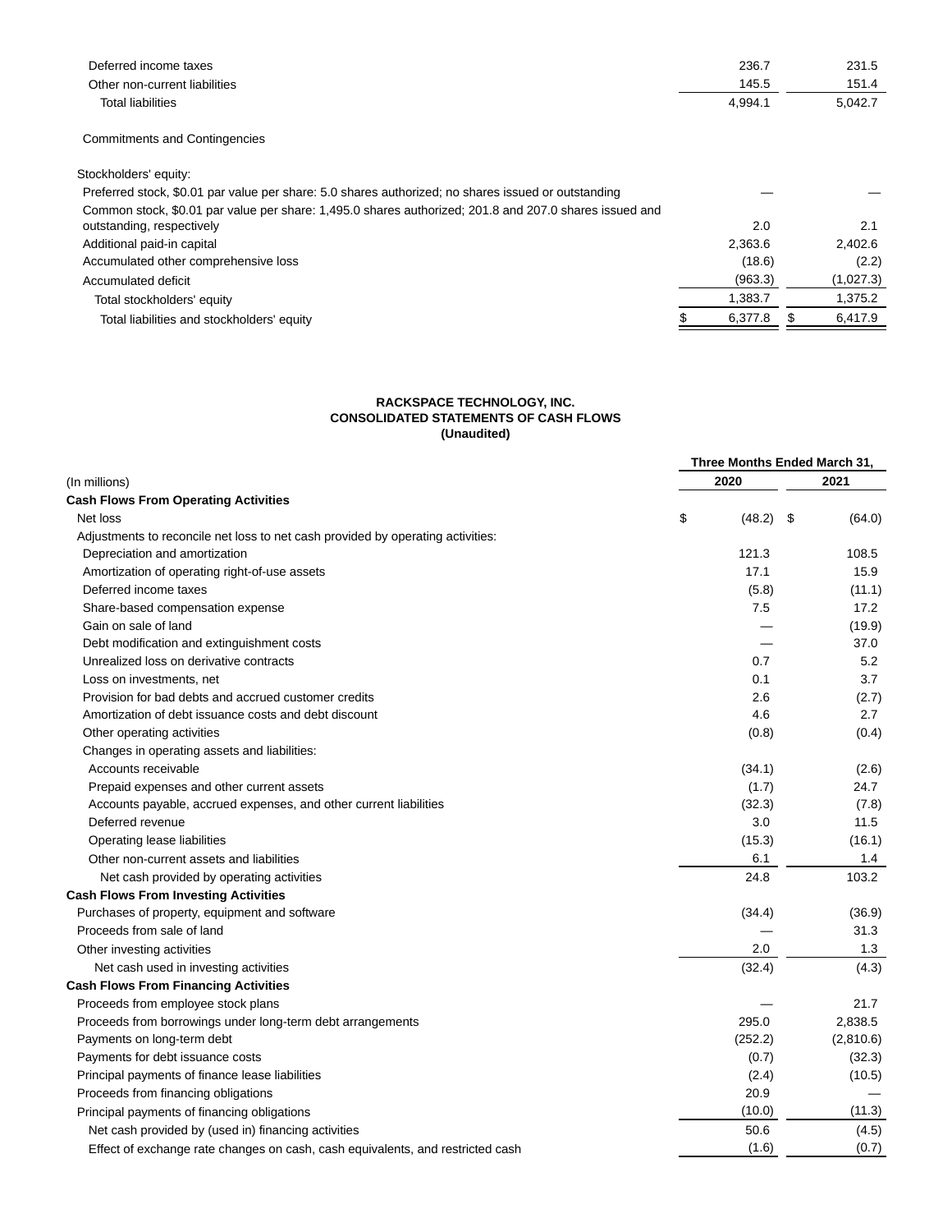| | | |
|---|---|---|
| Deferred income taxes | 236.7 | 231.5 |
| Other non-current liabilities | 145.5 | 151.4 |
| Total liabilities | 4,994.1 | 5,042.7 |
| | | |
| Commitments and Contingencies | | |
| | | |
| Stockholders' equity: | | |
| Preferred stock, $0.01 par value per share: 5.0 shares authorized; no shares issued or outstanding | — | — |
| Common stock, $0.01 par value per share: 1,495.0 shares authorized; 201.8 and 207.0 shares issued and outstanding, respectively | 2.0 | 2.1 |
| Additional paid-in capital | 2,363.6 | 2,402.6 |
| Accumulated other comprehensive loss | (18.6) | (2.2) |
| Accumulated deficit | (963.3) | (1,027.3) |
| Total stockholders' equity | 1,383.7 | 1,375.2 |
| Total liabilities and stockholders' equity | $ 6,377.8 | $ 6,417.9 |

**RACKSPACE TECHNOLOGY, INC.**
**CONSOLIDATED STATEMENTS OF CASH FLOWS**
**(Unaudited)**

| | Three Months Ended March 31, | |
|---|---|---|
| (In millions) | 2020 | 2021 |
| **Cash Flows From Operating Activities** | | |
| Net loss | $ (48.2) | $ (64.0) |
| Adjustments to reconcile net loss to net cash provided by operating activities: | | |
| Depreciation and amortization | 121.3 | 108.5 |
| Amortization of operating right-of-use assets | 17.1 | 15.9 |
| Deferred income taxes | (5.8) | (11.1) |
| Share-based compensation expense | 7.5 | 17.2 |
| Gain on sale of land | — | (19.9) |
| Debt modification and extinguishment costs | — | 37.0 |
| Unrealized loss on derivative contracts | 0.7 | 5.2 |
| Loss on investments, net | 0.1 | 3.7 |
| Provision for bad debts and accrued customer credits | 2.6 | (2.7) |
| Amortization of debt issuance costs and debt discount | 4.6 | 2.7 |
| Other operating activities | (0.8) | (0.4) |
| Changes in operating assets and liabilities: | | |
| Accounts receivable | (34.1) | (2.6) |
| Prepaid expenses and other current assets | (1.7) | 24.7 |
| Accounts payable, accrued expenses, and other current liabilities | (32.3) | (7.8) |
| Deferred revenue | 3.0 | 11.5 |
| Operating lease liabilities | (15.3) | (16.1) |
| Other non-current assets and liabilities | 6.1 | 1.4 |
| Net cash provided by operating activities | 24.8 | 103.2 |
| **Cash Flows From Investing Activities** | | |
| Purchases of property, equipment and software | (34.4) | (36.9) |
| Proceeds from sale of land | — | 31.3 |
| Other investing activities | 2.0 | 1.3 |
| Net cash used in investing activities | (32.4) | (4.3) |
| **Cash Flows From Financing Activities** | | |
| Proceeds from employee stock plans | — | 21.7 |
| Proceeds from borrowings under long-term debt arrangements | 295.0 | 2,838.5 |
| Payments on long-term debt | (252.2) | (2,810.6) |
| Payments for debt issuance costs | (0.7) | (32.3) |
| Principal payments of finance lease liabilities | (2.4) | (10.5) |
| Proceeds from financing obligations | 20.9 | — |
| Principal payments of financing obligations | (10.0) | (11.3) |
| Net cash provided by (used in) financing activities | 50.6 | (4.5) |
| Effect of exchange rate changes on cash, cash equivalents, and restricted cash | (1.6) | (0.7) |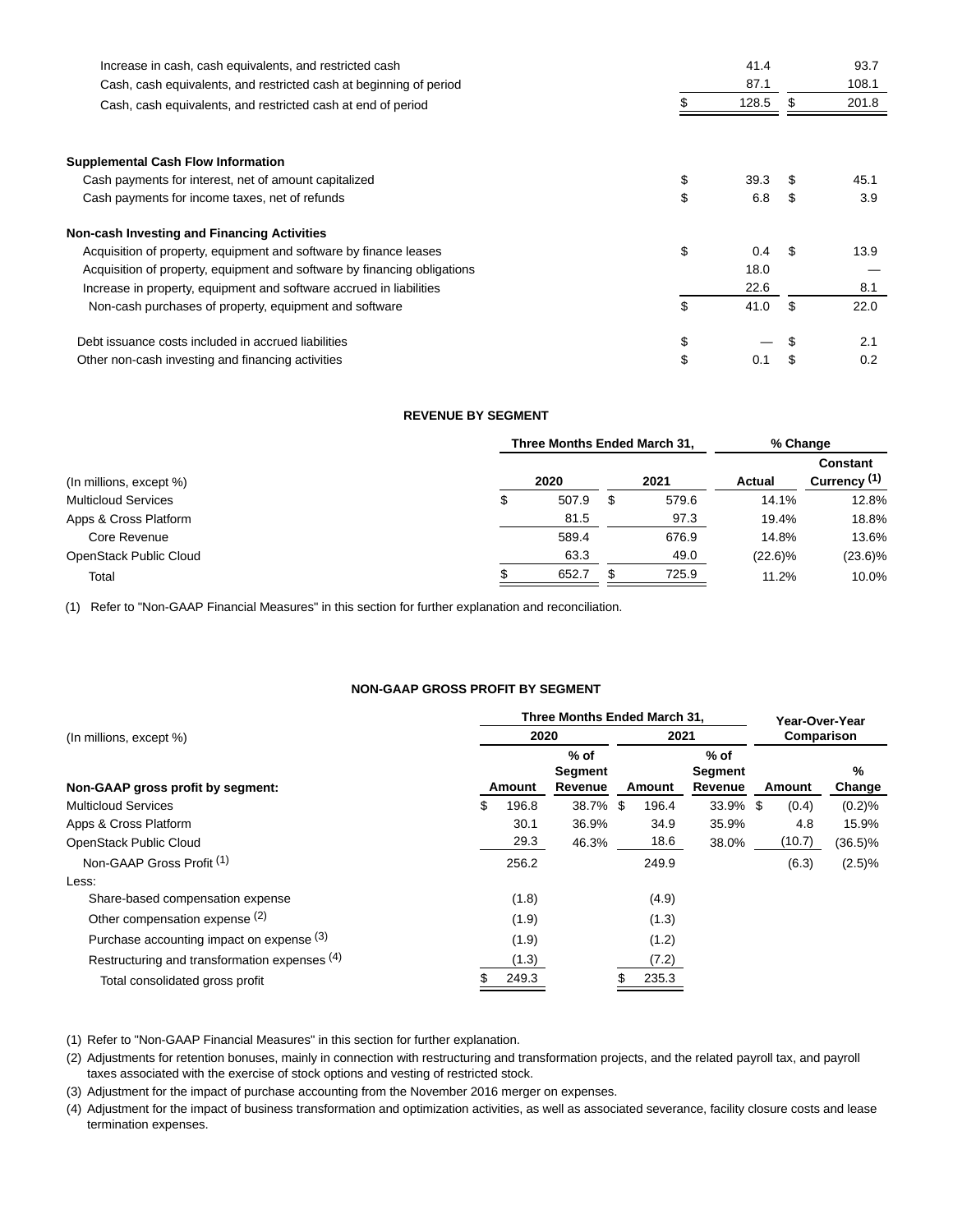| | | |
|---|---|---|
| Increase in cash, cash equivalents, and restricted cash | 41.4 | 93.7 |
| Cash, cash equivalents, and restricted cash at beginning of period | 87.1 | 108.1 |
| Cash, cash equivalents, and restricted cash at end of period | $ 128.5 | $ 201.8 |
| | | |
| **Supplemental Cash Flow Information** | | |
| Cash payments for interest, net of amount capitalized | $ 39.3 | $ 45.1 |
| Cash payments for income taxes, net of refunds | $ 6.8 | $ 3.9 |
| | | |
| **Non-cash Investing and Financing Activities** | | |
| Acquisition of property, equipment and software by finance leases | $ 0.4 | $ 13.9 |
| Acquisition of property, equipment and software by financing obligations | 18.0 | — |
| Increase in property, equipment and software accrued in liabilities | 22.6 | 8.1 |
| Non-cash purchases of property, equipment and software | $ 41.0 | $ 22.0 |
| | | |
| Debt issuance costs included in accrued liabilities | $ — | $ 2.1 |
| Other non-cash investing and financing activities | $ 0.1 | $ 0.2 |

**REVENUE BY SEGMENT**

| (In millions, except %) | Three Months Ended March 31, 2020 | Three Months Ended March 31, 2021 | % Change Actual | % Change Constant Currency (1) |
|---|---|---|---|---|
| Multicloud Services | $ 507.9 | $ 579.6 | 14.1% | 12.8% |
| Apps & Cross Platform | 81.5 | 97.3 | 19.4% | 18.8% |
| Core Revenue | 589.4 | 676.9 | 14.8% | 13.6% |
| OpenStack Public Cloud | 63.3 | 49.0 | (22.6)% | (23.6)% |
| Total | $ 652.7 | $ 725.9 | 11.2% | 10.0% |

(1) Refer to "Non-GAAP Financial Measures" in this section for further explanation and reconciliation.

**NON-GAAP GROSS PROFIT BY SEGMENT**

| (In millions, except %) | Three Months Ended March 31, 2020 | | 2021 | | Year-Over-Year Comparison | |
|---|---|---|---|---|---|---|
| **Non-GAAP gross profit by segment:** | Amount | % of Segment Revenue | Amount | % of Segment Revenue | Amount | % Change |
| Multicloud Services | $ 196.8 | 38.7% | $ 196.4 | 33.9% | $ (0.4) | (0.2)% |
| Apps & Cross Platform | 30.1 | 36.9% | 34.9 | 35.9% | 4.8 | 15.9% |
| OpenStack Public Cloud | 29.3 | 46.3% | 18.6 | 38.0% | (10.7) | (36.5)% |
| Non-GAAP Gross Profit (1) | 256.2 | | 249.9 | | (6.3) | (2.5)% |
| Less: | | | | | | |
| Share-based compensation expense | (1.8) | | (4.9) | | | |
| Other compensation expense (2) | (1.9) | | (1.3) | | | |
| Purchase accounting impact on expense (3) | (1.9) | | (1.2) | | | |
| Restructuring and transformation expenses (4) | (1.3) | | (7.2) | | | |
| Total consolidated gross profit | $ 249.3 | | $ 235.3 | | | |

(1) Refer to "Non-GAAP Financial Measures" in this section for further explanation.

(2) Adjustments for retention bonuses, mainly in connection with restructuring and transformation projects, and the related payroll tax, and payroll taxes associated with the exercise of stock options and vesting of restricted stock.

(3) Adjustment for the impact of purchase accounting from the November 2016 merger on expenses.

(4) Adjustment for the impact of business transformation and optimization activities, as well as associated severance, facility closure costs and lease termination expenses.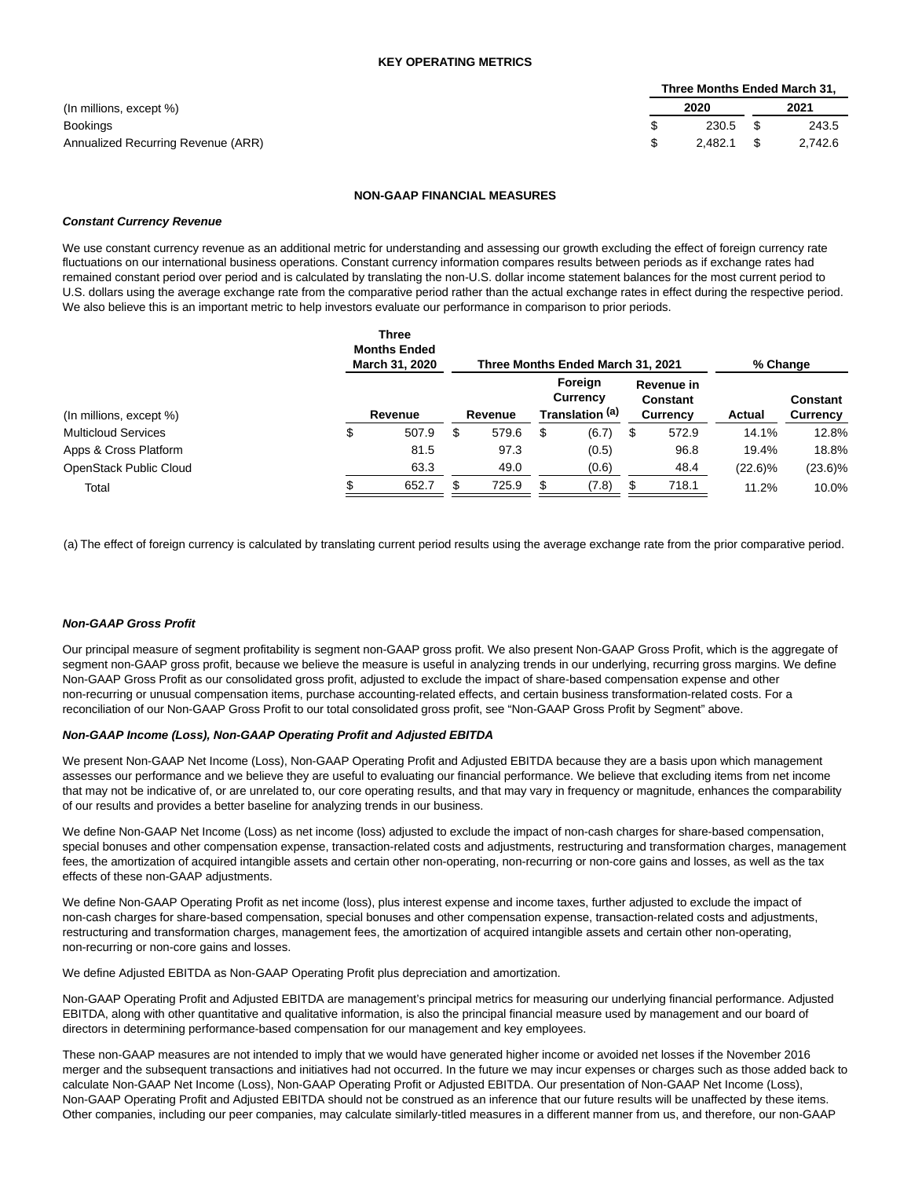## KEY OPERATING METRICS

| (In millions, except %) | Three Months Ended March 31, 2020 | Three Months Ended March 31, 2021 |
|---|---|---|
| Bookings | $ 230.5 | $ 243.5 |
| Annualized Recurring Revenue (ARR) | $ 2,482.1 | $ 2,742.6 |

## NON-GAAP FINANCIAL MEASURES

***Constant Currency Revenue***

We use constant currency revenue as an additional metric for understanding and assessing our growth excluding the effect of foreign currency rate fluctuations on our international business operations. Constant currency information compares results between periods as if exchange rates had remained constant period over period and is calculated by translating the non-U.S. dollar income statement balances for the most current period to U.S. dollars using the average exchange rate from the comparative period rather than the actual exchange rates in effect during the respective period. We also believe this is an important metric to help investors evaluate our performance in comparison to prior periods.

| | Three Months Ended March 31, 2020 | Three Months Ended March 31, 2021 | | | % Change | |
|---|---|---|---|---|---|---|
| (In millions, except %) | Revenue | Revenue | Foreign Currency Translation [(a)] | Revenue in Constant Currency | Actual | Constant Currency |
| Multicloud Services | $ 507.9 | $ 579.6 | $ (6.7) | $ 572.9 | 14.1% | 12.8% |
| Apps & Cross Platform | 81.5 | 97.3 | (0.5) | 96.8 | 19.4% | 18.8% |
| OpenStack Public Cloud | 63.3 | 49.0 | (0.6) | 48.4 | (22.6)% | (23.6)% |
| Total | $ 652.7 | $ 725.9 | $ (7.8) | $ 718.1 | 11.2% | 10.0% |

(a) The effect of foreign currency is calculated by translating current period results using the average exchange rate from the prior comparative period.

***Non-GAAP Gross Profit***

Our principal measure of segment profitability is segment non-GAAP gross profit. We also present Non-GAAP Gross Profit, which is the aggregate of segment non-GAAP gross profit, because we believe the measure is useful in analyzing trends in our underlying, recurring gross margins. We define Non-GAAP Gross Profit as our consolidated gross profit, adjusted to exclude the impact of share-based compensation expense and other non-recurring or unusual compensation items, purchase accounting-related effects, and certain business transformation-related costs. For a reconciliation of our Non-GAAP Gross Profit to our total consolidated gross profit, see "Non-GAAP Gross Profit by Segment" above.

***Non-GAAP Income (Loss), Non-GAAP Operating Profit and Adjusted EBITDA***

We present Non-GAAP Net Income (Loss), Non-GAAP Operating Profit and Adjusted EBITDA because they are a basis upon which management assesses our performance and we believe they are useful to evaluating our financial performance. We believe that excluding items from net income that may not be indicative of, or are unrelated to, our core operating results, and that may vary in frequency or magnitude, enhances the comparability of our results and provides a better baseline for analyzing trends in our business.

We define Non-GAAP Net Income (Loss) as net income (loss) adjusted to exclude the impact of non-cash charges for share-based compensation, special bonuses and other compensation expense, transaction-related costs and adjustments, restructuring and transformation charges, management fees, the amortization of acquired intangible assets and certain other non-operating, non-recurring or non-core gains and losses, as well as the tax effects of these non-GAAP adjustments.

We define Non-GAAP Operating Profit as net income (loss), plus interest expense and income taxes, further adjusted to exclude the impact of non-cash charges for share-based compensation, special bonuses and other compensation expense, transaction-related costs and adjustments, restructuring and transformation charges, management fees, the amortization of acquired intangible assets and certain other non-operating, non-recurring or non-core gains and losses.

We define Adjusted EBITDA as Non-GAAP Operating Profit plus depreciation and amortization.

Non-GAAP Operating Profit and Adjusted EBITDA are management's principal metrics for measuring our underlying financial performance. Adjusted EBITDA, along with other quantitative and qualitative information, is also the principal financial measure used by management and our board of directors in determining performance-based compensation for our management and key employees.

These non-GAAP measures are not intended to imply that we would have generated higher income or avoided net losses if the November 2016 merger and the subsequent transactions and initiatives had not occurred. In the future we may incur expenses or charges such as those added back to calculate Non-GAAP Net Income (Loss), Non-GAAP Operating Profit or Adjusted EBITDA. Our presentation of Non-GAAP Net Income (Loss), Non-GAAP Operating Profit and Adjusted EBITDA should not be construed as an inference that our future results will be unaffected by these items. Other companies, including our peer companies, may calculate similarly-titled measures in a different manner from us, and therefore, our non-GAAP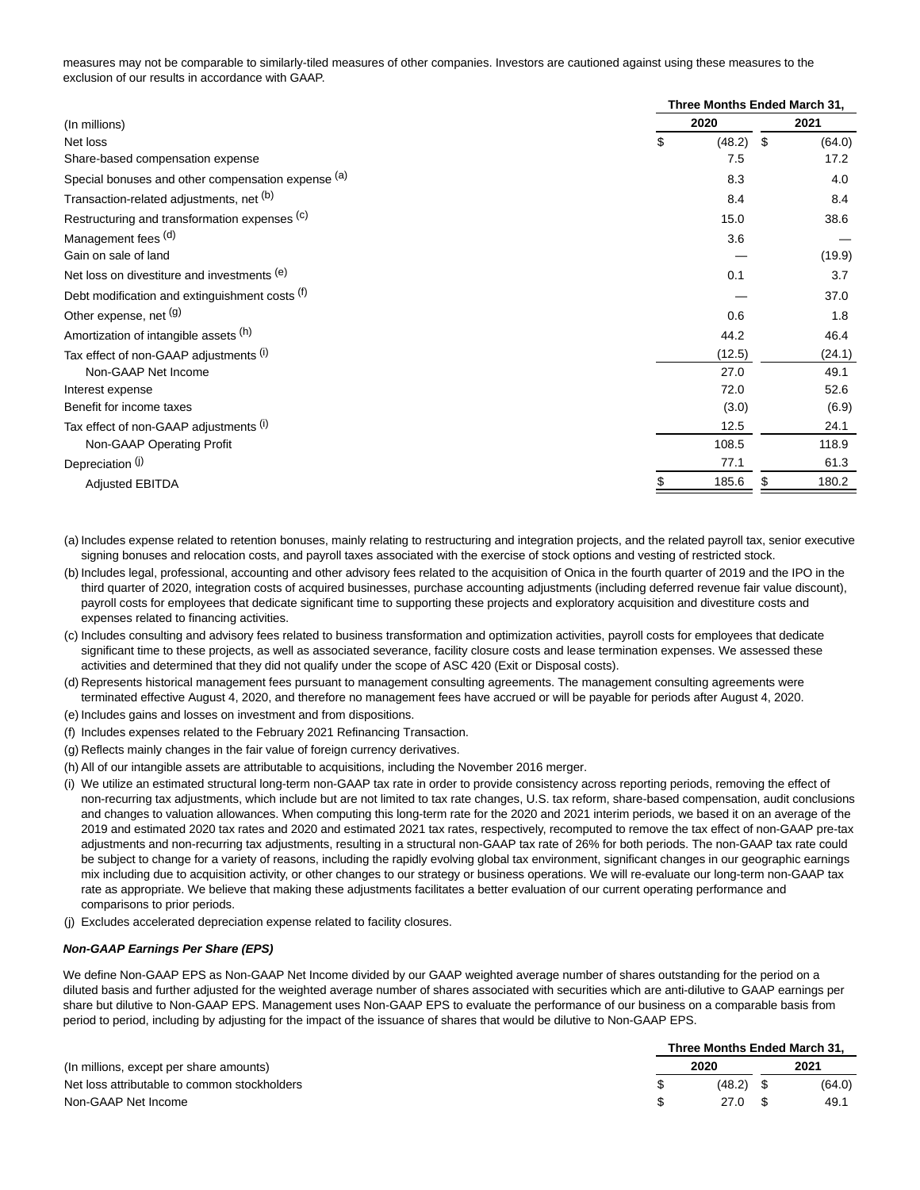measures may not be comparable to similarly-tiled measures of other companies. Investors are cautioned against using these measures to the exclusion of our results in accordance with GAAP.

| (In millions) | Three Months Ended March 31, 2020 | 2021 |
|---|---|---|
| Net loss | $ (48.2) | $ (64.0) |
| Share-based compensation expense | 7.5 | 17.2 |
| Special bonuses and other compensation expense [(a)] | 8.3 | 4.0 |
| Transaction-related adjustments, net [(b)] | 8.4 | 8.4 |
| Restructuring and transformation expenses [(c)] | 15.0 | 38.6 |
| Management fees [(d)] | 3.6 | — |
| Gain on sale of land | — | (19.9) |
| Net loss on divestiture and investments [(e)] | 0.1 | 3.7 |
| Debt modification and extinguishment costs [(f)] | — | 37.0 |
| Other expense, net [(g)] | 0.6 | 1.8 |
| Amortization of intangible assets [(h)] | 44.2 | 46.4 |
| Tax effect of non-GAAP adjustments [(i)] | (12.5) | (24.1) |
| Non-GAAP Net Income | 27.0 | 49.1 |
| Interest expense | 72.0 | 52.6 |
| Benefit for income taxes | (3.0) | (6.9) |
| Tax effect of non-GAAP adjustments [(i)] | 12.5 | 24.1 |
| Non-GAAP Operating Profit | 108.5 | 118.9 |
| Depreciation [(j)] | 77.1 | 61.3 |
| Adjusted EBITDA | $ 185.6 | $ 180.2 |

(a) Includes expense related to retention bonuses, mainly relating to restructuring and integration projects, and the related payroll tax, senior executive signing bonuses and relocation costs, and payroll taxes associated with the exercise of stock options and vesting of restricted stock.

(b) Includes legal, professional, accounting and other advisory fees related to the acquisition of Onica in the fourth quarter of 2019 and the IPO in the third quarter of 2020, integration costs of acquired businesses, purchase accounting adjustments (including deferred revenue fair value discount), payroll costs for employees that dedicate significant time to supporting these projects and exploratory acquisition and divestiture costs and expenses related to financing activities.

(c) Includes consulting and advisory fees related to business transformation and optimization activities, payroll costs for employees that dedicate significant time to these projects, as well as associated severance, facility closure costs and lease termination expenses. We assessed these activities and determined that they did not qualify under the scope of ASC 420 (Exit or Disposal costs).

(d) Represents historical management fees pursuant to management consulting agreements. The management consulting agreements were terminated effective August 4, 2020, and therefore no management fees have accrued or will be payable for periods after August 4, 2020.

(e) Includes gains and losses on investment and from dispositions.

(f) Includes expenses related to the February 2021 Refinancing Transaction.

(g) Reflects mainly changes in the fair value of foreign currency derivatives.

(h) All of our intangible assets are attributable to acquisitions, including the November 2016 merger.

(i) We utilize an estimated structural long-term non-GAAP tax rate in order to provide consistency across reporting periods, removing the effect of non-recurring tax adjustments, which include but are not limited to tax rate changes, U.S. tax reform, share-based compensation, audit conclusions and changes to valuation allowances. When computing this long-term rate for the 2020 and 2021 interim periods, we based it on an average of the 2019 and estimated 2020 tax rates and 2020 and estimated 2021 tax rates, respectively, recomputed to remove the tax effect of non-GAAP pre-tax adjustments and non-recurring tax adjustments, resulting in a structural non-GAAP tax rate of 26% for both periods. The non-GAAP tax rate could be subject to change for a variety of reasons, including the rapidly evolving global tax environment, significant changes in our geographic earnings mix including due to acquisition activity, or other changes to our strategy or business operations. We will re-evaluate our long-term non-GAAP tax rate as appropriate. We believe that making these adjustments facilitates a better evaluation of our current operating performance and comparisons to prior periods.

(j) Excludes accelerated depreciation expense related to facility closures.

***Non-GAAP Earnings Per Share (EPS)***

We define Non-GAAP EPS as Non-GAAP Net Income divided by our GAAP weighted average number of shares outstanding for the period on a diluted basis and further adjusted for the weighted average number of shares associated with securities which are anti-dilutive to GAAP earnings per share but dilutive to Non-GAAP EPS. Management uses Non-GAAP EPS to evaluate the performance of our business on a comparable basis from period to period, including by adjusting for the impact of the issuance of shares that would be dilutive to Non-GAAP EPS.

| (In millions, except per share amounts) | Three Months Ended March 31, 2020 | 2021 |
|---|---|---|
| Net loss attributable to common stockholders | $ (48.2) | $ (64.0) |
| Non-GAAP Net Income | $ 27.0 | $ 49.1 |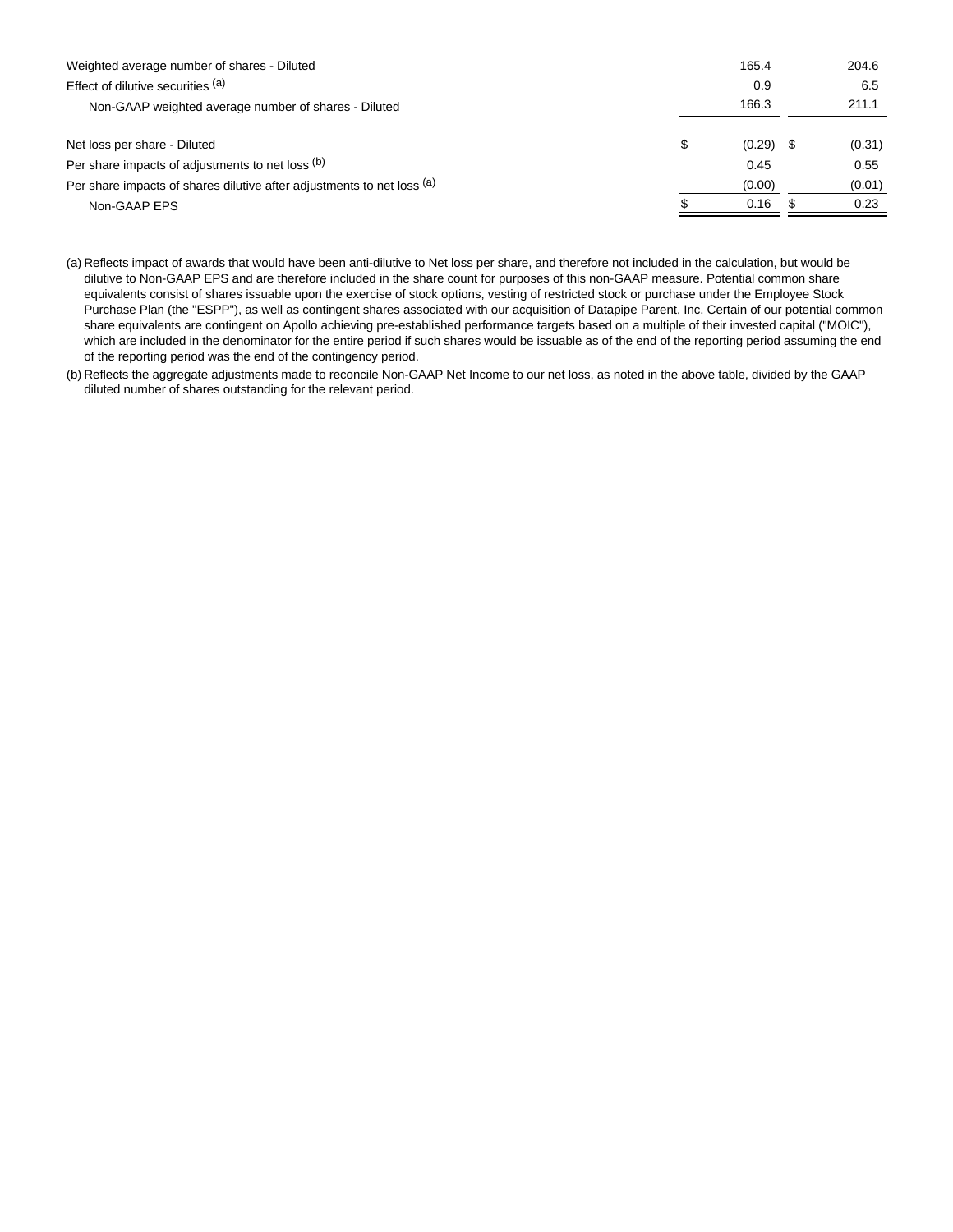| | | |
|---|---|---|
| Weighted average number of shares - Diluted | 165.4 | 204.6 |
| Effect of dilutive securities [(a)] | 0.9 | 6.5 |
| Non-GAAP weighted average number of shares - Diluted | 166.3 | 211.1 |
| | | |
| Net loss per share - Diluted | $ (0.29) | $ (0.31) |
| Per share impacts of adjustments to net loss [(b)] | 0.45 | 0.55 |
| Per share impacts of shares dilutive after adjustments to net loss [(a)] | (0.00) | (0.01) |
| Non-GAAP EPS | $ 0.16 | $ 0.23 |

(a) Reflects impact of awards that would have been anti-dilutive to Net loss per share, and therefore not included in the calculation, but would be dilutive to Non-GAAP EPS and are therefore included in the share count for purposes of this non-GAAP measure. Potential common share equivalents consist of shares issuable upon the exercise of stock options, vesting of restricted stock or purchase under the Employee Stock Purchase Plan (the "ESPP"), as well as contingent shares associated with our acquisition of Datapipe Parent, Inc. Certain of our potential common share equivalents are contingent on Apollo achieving pre-established performance targets based on a multiple of their invested capital ("MOIC"), which are included in the denominator for the entire period if such shares would be issuable as of the end of the reporting period assuming the end of the reporting period was the end of the contingency period.

(b) Reflects the aggregate adjustments made to reconcile Non-GAAP Net Income to our net loss, as noted in the above table, divided by the GAAP diluted number of shares outstanding for the relevant period.